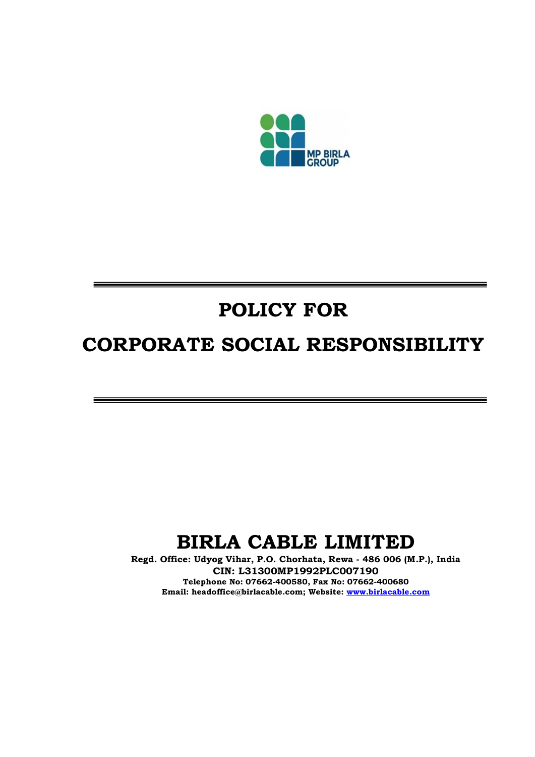MP BIRLA GROUP

# POLICY FOR

# CORPORATE SOCIAL RESPONSIBILITY

## BIRLA CABLE LIMITED

**Regd. Office: Udyog Vihar, P.O. Chorhata, Rewa - 486 006 (M.P.), India**
**CIN: L31300MP1992PLC007190**
**Telephone No: 07662-400580, Fax No: 07662-400680**
**Email: headoffice@birlacable.com; Website: www.birlacable.com**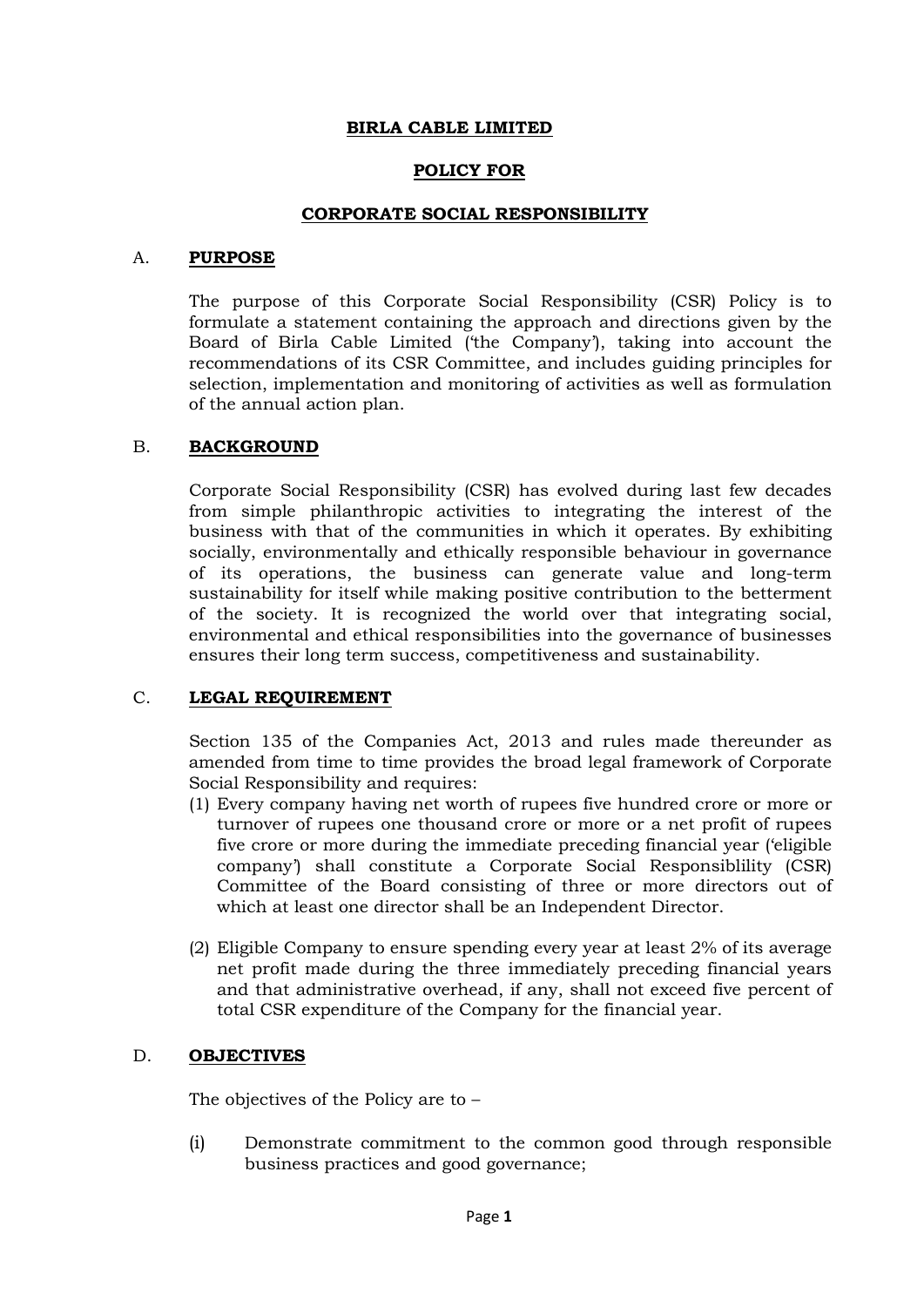**BIRLA CABLE LIMITED**

**POLICY FOR**

**CORPORATE SOCIAL RESPONSIBILITY**

## A. PURPOSE

The purpose of this Corporate Social Responsibility (CSR) Policy is to formulate a statement containing the approach and directions given by the Board of Birla Cable Limited ('the Company'), taking into account the recommendations of its CSR Committee, and includes guiding principles for selection, implementation and monitoring of activities as well as formulation of the annual action plan.

## B. BACKGROUND

Corporate Social Responsibility (CSR) has evolved during last few decades from simple philanthropic activities to integrating the interest of the business with that of the communities in which it operates. By exhibiting socially, environmentally and ethically responsible behaviour in governance of its operations, the business can generate value and long-term sustainability for itself while making positive contribution to the betterment of the society. It is recognized the world over that integrating social, environmental and ethical responsibilities into the governance of businesses ensures their long term success, competitiveness and sustainability.

## C. LEGAL REQUIREMENT

Section 135 of the Companies Act, 2013 and rules made thereunder as amended from time to time provides the broad legal framework of Corporate Social Responsibility and requires:

(1) Every company having net worth of rupees five hundred crore or more or turnover of rupees one thousand crore or more or a net profit of rupees five crore or more during the immediate preceding financial year ('eligible company') shall constitute a Corporate Social Responsiblility (CSR) Committee of the Board consisting of three or more directors out of which at least one director shall be an Independent Director.

(2) Eligible Company to ensure spending every year at least 2% of its average net profit made during the three immediately preceding financial years and that administrative overhead, if any, shall not exceed five percent of total CSR expenditure of the Company for the financial year.

## D. OBJECTIVES

The objectives of the Policy are to –

(i) Demonstrate commitment to the common good through responsible business practices and good governance;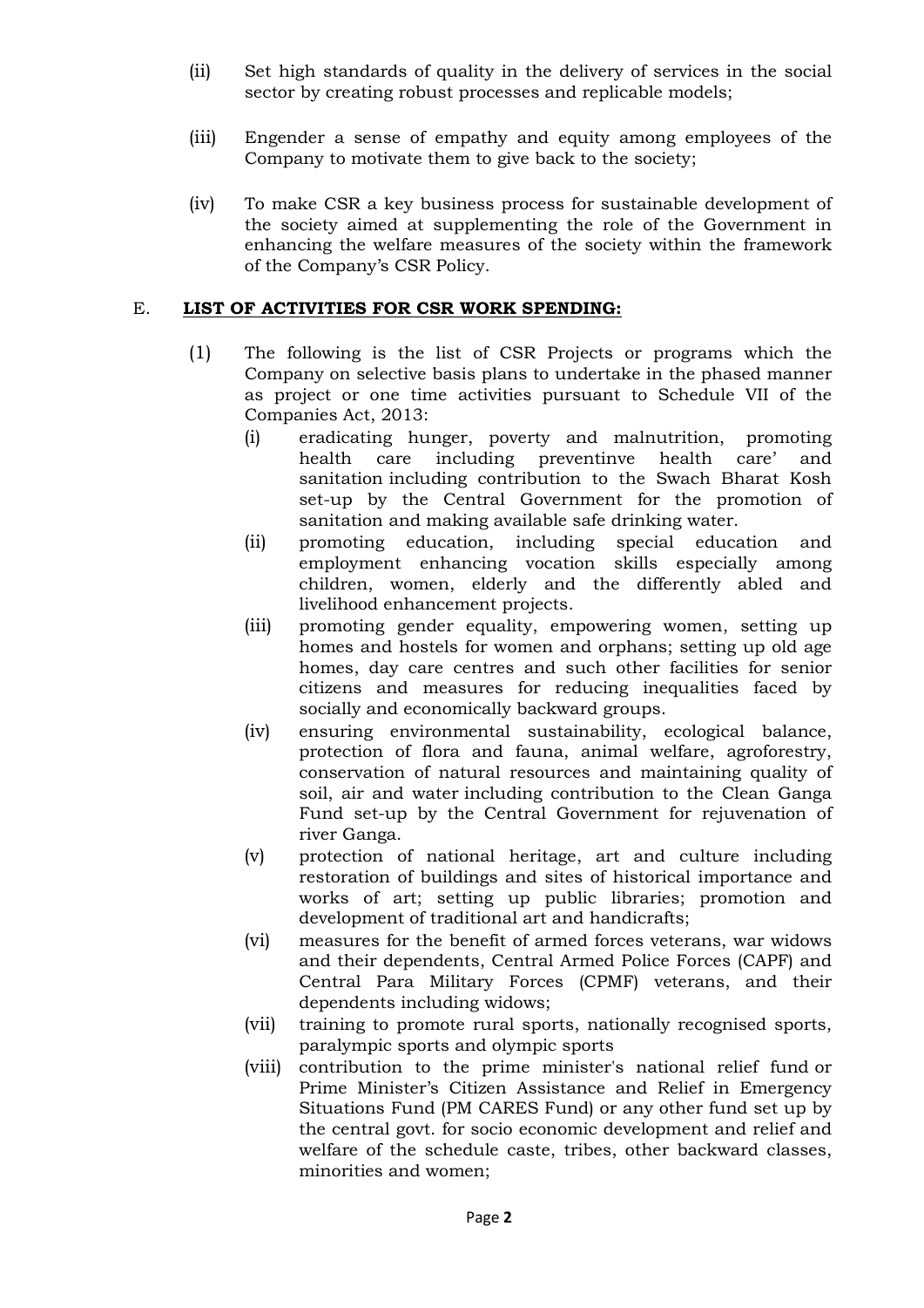(ii) Set high standards of quality in the delivery of services in the social sector by creating robust processes and replicable models;

(iii) Engender a sense of empathy and equity among employees of the Company to motivate them to give back to the society;

(iv) To make CSR a key business process for sustainable development of the society aimed at supplementing the role of the Government in enhancing the welfare measures of the society within the framework of the Company's CSR Policy.

## E. **LIST OF ACTIVITIES FOR CSR WORK SPENDING:**

(1) The following is the list of CSR Projects or programs which the Company on selective basis plans to undertake in the phased manner as project or one time activities pursuant to Schedule VII of the Companies Act, 2013:

(i) eradicating hunger, poverty and malnutrition, promoting health care including preventinve health care' and sanitation including contribution to the Swach Bharat Kosh set-up by the Central Government for the promotion of sanitation and making available safe drinking water.

(ii) promoting education, including special education and employment enhancing vocation skills especially among children, women, elderly and the differently abled and livelihood enhancement projects.

(iii) promoting gender equality, empowering women, setting up homes and hostels for women and orphans; setting up old age homes, day care centres and such other facilities for senior citizens and measures for reducing inequalities faced by socially and economically backward groups.

(iv) ensuring environmental sustainability, ecological balance, protection of flora and fauna, animal welfare, agroforestry, conservation of natural resources and maintaining quality of soil, air and water including contribution to the Clean Ganga Fund set-up by the Central Government for rejuvenation of river Ganga.

(v) protection of national heritage, art and culture including restoration of buildings and sites of historical importance and works of art; setting up public libraries; promotion and development of traditional art and handicrafts;

(vi) measures for the benefit of armed forces veterans, war widows and their dependents, Central Armed Police Forces (CAPF) and Central Para Military Forces (CPMF) veterans, and their dependents including widows;

(vii) training to promote rural sports, nationally recognised sports, paralympic sports and olympic sports

(viii) contribution to the prime minister's national relief fund or Prime Minister's Citizen Assistance and Relief in Emergency Situations Fund (PM CARES Fund) or any other fund set up by the central govt. for socio economic development and relief and welfare of the schedule caste, tribes, other backward classes, minorities and women;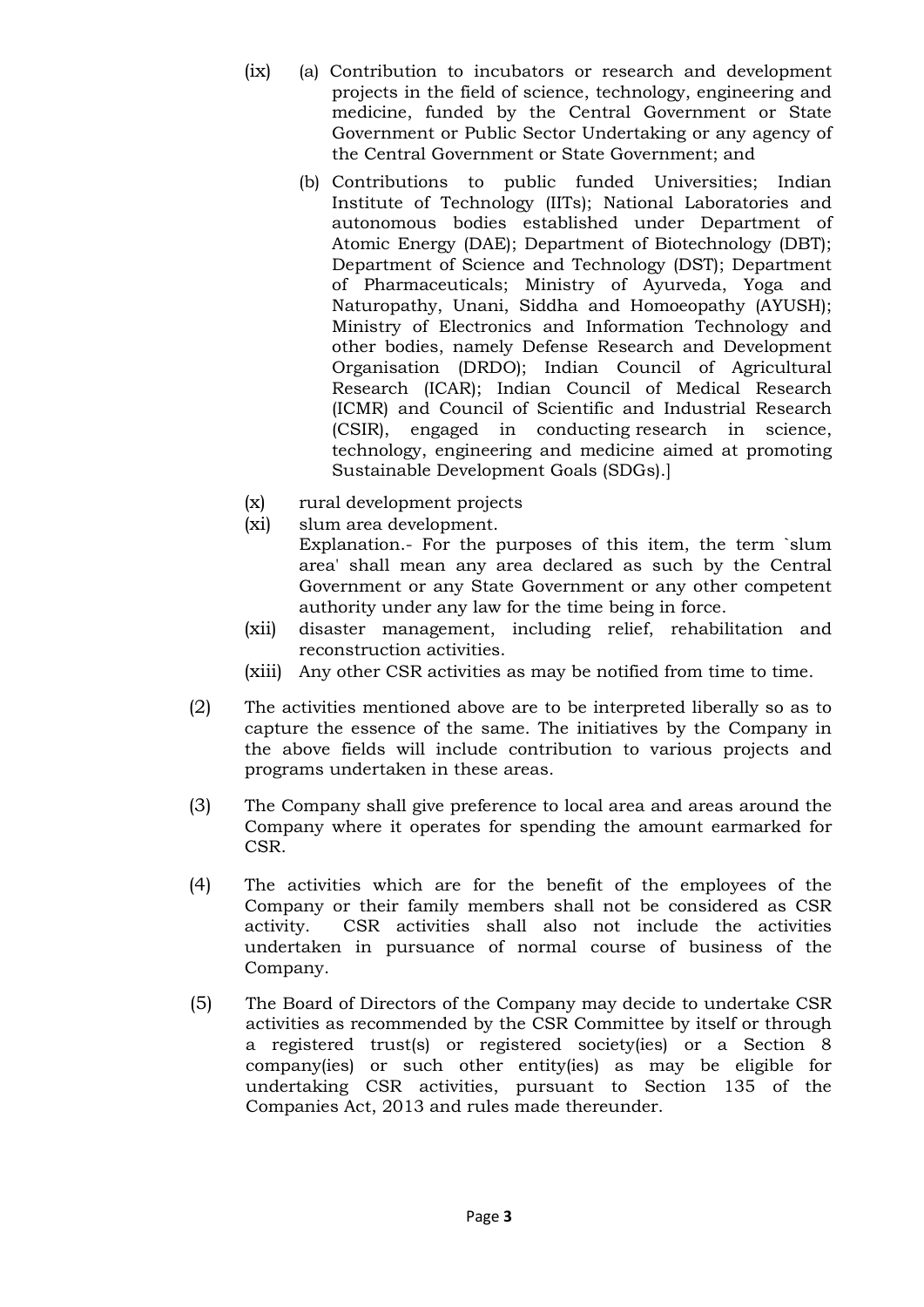(ix) (a) Contribution to incubators or research and development projects in the field of science, technology, engineering and medicine, funded by the Central Government or State Government or Public Sector Undertaking or any agency of the Central Government or State Government; and

(b) Contributions to public funded Universities; Indian Institute of Technology (IITs); National Laboratories and autonomous bodies established under Department of Atomic Energy (DAE); Department of Biotechnology (DBT); Department of Science and Technology (DST); Department of Pharmaceuticals; Ministry of Ayurveda, Yoga and Naturopathy, Unani, Siddha and Homoeopathy (AYUSH); Ministry of Electronics and Information Technology and other bodies, namely Defense Research and Development Organisation (DRDO); Indian Council of Agricultural Research (ICAR); Indian Council of Medical Research (ICMR) and Council of Scientific and Industrial Research (CSIR), engaged in conducting research in science, technology, engineering and medicine aimed at promoting Sustainable Development Goals (SDGs).]

(x) rural development projects

(xi) slum area development.
Explanation.- For the purposes of this item, the term `slum area' shall mean any area declared as such by the Central Government or any State Government or any other competent authority under any law for the time being in force.

(xii) disaster management, including relief, rehabilitation and reconstruction activities.

(xiii) Any other CSR activities as may be notified from time to time.

(2) The activities mentioned above are to be interpreted liberally so as to capture the essence of the same. The initiatives by the Company in the above fields will include contribution to various projects and programs undertaken in these areas.

(3) The Company shall give preference to local area and areas around the Company where it operates for spending the amount earmarked for CSR.

(4) The activities which are for the benefit of the employees of the Company or their family members shall not be considered as CSR activity. CSR activities shall also not include the activities undertaken in pursuance of normal course of business of the Company.

(5) The Board of Directors of the Company may decide to undertake CSR activities as recommended by the CSR Committee by itself or through a registered trust(s) or registered society(ies) or a Section 8 company(ies) or such other entity(ies) as may be eligible for undertaking CSR activities, pursuant to Section 135 of the Companies Act, 2013 and rules made thereunder.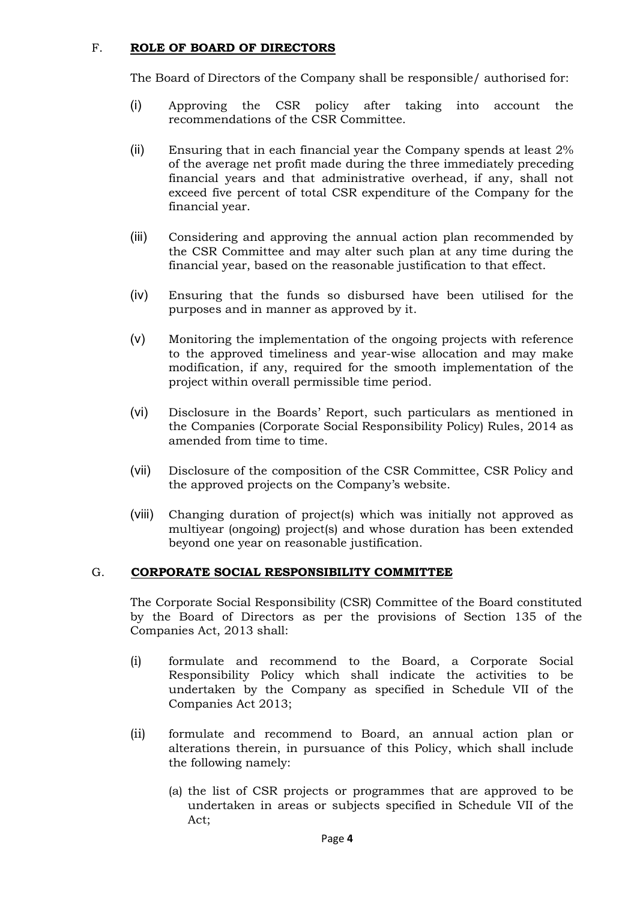## F. ROLE OF BOARD OF DIRECTORS

The Board of Directors of the Company shall be responsible/ authorised for:

(i) Approving the CSR policy after taking into account the recommendations of the CSR Committee.

(ii) Ensuring that in each financial year the Company spends at least 2% of the average net profit made during the three immediately preceding financial years and that administrative overhead, if any, shall not exceed five percent of total CSR expenditure of the Company for the financial year.

(iii) Considering and approving the annual action plan recommended by the CSR Committee and may alter such plan at any time during the financial year, based on the reasonable justification to that effect.

(iv) Ensuring that the funds so disbursed have been utilised for the purposes and in manner as approved by it.

(v) Monitoring the implementation of the ongoing projects with reference to the approved timeliness and year-wise allocation and may make modification, if any, required for the smooth implementation of the project within overall permissible time period.

(vi) Disclosure in the Boards' Report, such particulars as mentioned in the Companies (Corporate Social Responsibility Policy) Rules, 2014 as amended from time to time.

(vii) Disclosure of the composition of the CSR Committee, CSR Policy and the approved projects on the Company's website.

(viii) Changing duration of project(s) which was initially not approved as multiyear (ongoing) project(s) and whose duration has been extended beyond one year on reasonable justification.

## G. CORPORATE SOCIAL RESPONSIBILITY COMMITTEE

The Corporate Social Responsibility (CSR) Committee of the Board constituted by the Board of Directors as per the provisions of Section 135 of the Companies Act, 2013 shall:

(i) formulate and recommend to the Board, a Corporate Social Responsibility Policy which shall indicate the activities to be undertaken by the Company as specified in Schedule VII of the Companies Act 2013;

(ii) formulate and recommend to Board, an annual action plan or alterations therein, in pursuance of this Policy, which shall include the following namely:

   (a) the list of CSR projects or programmes that are approved to be undertaken in areas or subjects specified in Schedule VII of the Act;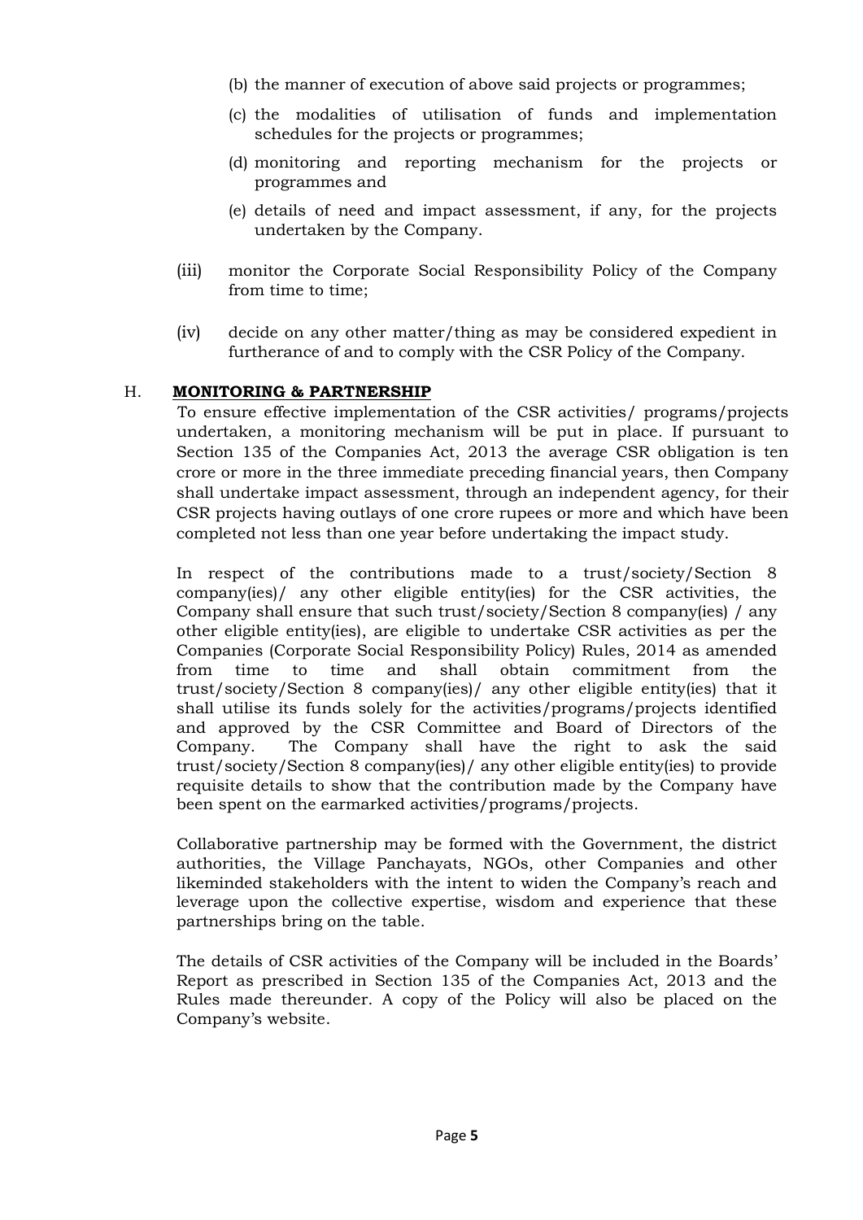(b) the manner of execution of above said projects or programmes;

(c) the modalities of utilisation of funds and implementation schedules for the projects or programmes;

(d) monitoring and reporting mechanism for the projects or programmes and

(e) details of need and impact assessment, if any, for the projects undertaken by the Company.

(iii) monitor the Corporate Social Responsibility Policy of the Company from time to time;

(iv) decide on any other matter/thing as may be considered expedient in furtherance of and to comply with the CSR Policy of the Company.

## H. MONITORING & PARTNERSHIP

To ensure effective implementation of the CSR activities/ programs/projects undertaken, a monitoring mechanism will be put in place. If pursuant to Section 135 of the Companies Act, 2013 the average CSR obligation is ten crore or more in the three immediate preceding financial years, then Company shall undertake impact assessment, through an independent agency, for their CSR projects having outlays of one crore rupees or more and which have been completed not less than one year before undertaking the impact study.

In respect of the contributions made to a trust/society/Section 8 company(ies)/ any other eligible entity(ies) for the CSR activities, the Company shall ensure that such trust/society/Section 8 company(ies) / any other eligible entity(ies), are eligible to undertake CSR activities as per the Companies (Corporate Social Responsibility Policy) Rules, 2014 as amended from time to time and shall obtain commitment from the trust/society/Section 8 company(ies)/ any other eligible entity(ies) that it shall utilise its funds solely for the activities/programs/projects identified and approved by the CSR Committee and Board of Directors of the Company. The Company shall have the right to ask the said trust/society/Section 8 company(ies)/ any other eligible entity(ies) to provide requisite details to show that the contribution made by the Company have been spent on the earmarked activities/programs/projects.

Collaborative partnership may be formed with the Government, the district authorities, the Village Panchayats, NGOs, other Companies and other likeminded stakeholders with the intent to widen the Company's reach and leverage upon the collective expertise, wisdom and experience that these partnerships bring on the table.

The details of CSR activities of the Company will be included in the Boards' Report as prescribed in Section 135 of the Companies Act, 2013 and the Rules made thereunder. A copy of the Policy will also be placed on the Company's website.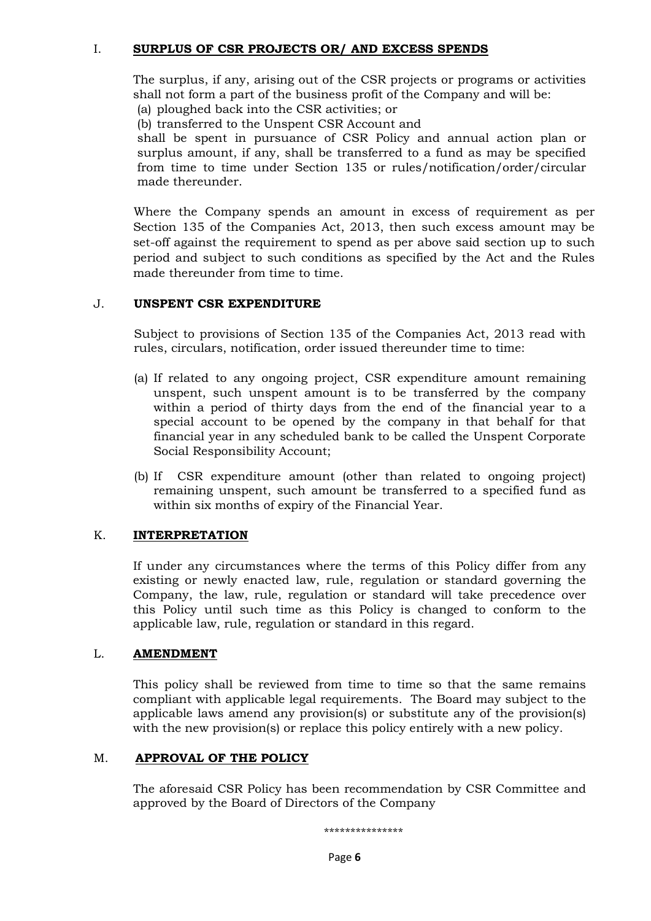## I. SURPLUS OF CSR PROJECTS OR/ AND EXCESS SPENDS

The surplus, if any, arising out of the CSR projects or programs or activities shall not form a part of the business profit of the Company and will be:

(a) ploughed back into the CSR activities; or

(b) transferred to the Unspent CSR Account and

shall be spent in pursuance of CSR Policy and annual action plan or surplus amount, if any, shall be transferred to a fund as may be specified from time to time under Section 135 or rules/notification/order/circular made thereunder.

Where the Company spends an amount in excess of requirement as per Section 135 of the Companies Act, 2013, then such excess amount may be set-off against the requirement to spend as per above said section up to such period and subject to such conditions as specified by the Act and the Rules made thereunder from time to time.

## J. UNSPENT CSR EXPENDITURE

Subject to provisions of Section 135 of the Companies Act, 2013 read with rules, circulars, notification, order issued thereunder time to time:

(a) If related to any ongoing project, CSR expenditure amount remaining unspent, such unspent amount is to be transferred by the company within a period of thirty days from the end of the financial year to a special account to be opened by the company in that behalf for that financial year in any scheduled bank to be called the Unspent Corporate Social Responsibility Account;

(b) If CSR expenditure amount (other than related to ongoing project) remaining unspent, such amount be transferred to a specified fund as within six months of expiry of the Financial Year.

## K. INTERPRETATION

If under any circumstances where the terms of this Policy differ from any existing or newly enacted law, rule, regulation or standard governing the Company, the law, rule, regulation or standard will take precedence over this Policy until such time as this Policy is changed to conform to the applicable law, rule, regulation or standard in this regard.

## L. AMENDMENT

This policy shall be reviewed from time to time so that the same remains compliant with applicable legal requirements. The Board may subject to the applicable laws amend any provision(s) or substitute any of the provision(s) with the new provision(s) or replace this policy entirely with a new policy.

## M. APPROVAL OF THE POLICY

The aforesaid CSR Policy has been recommendation by CSR Committee and approved by the Board of Directors of the Company

***************